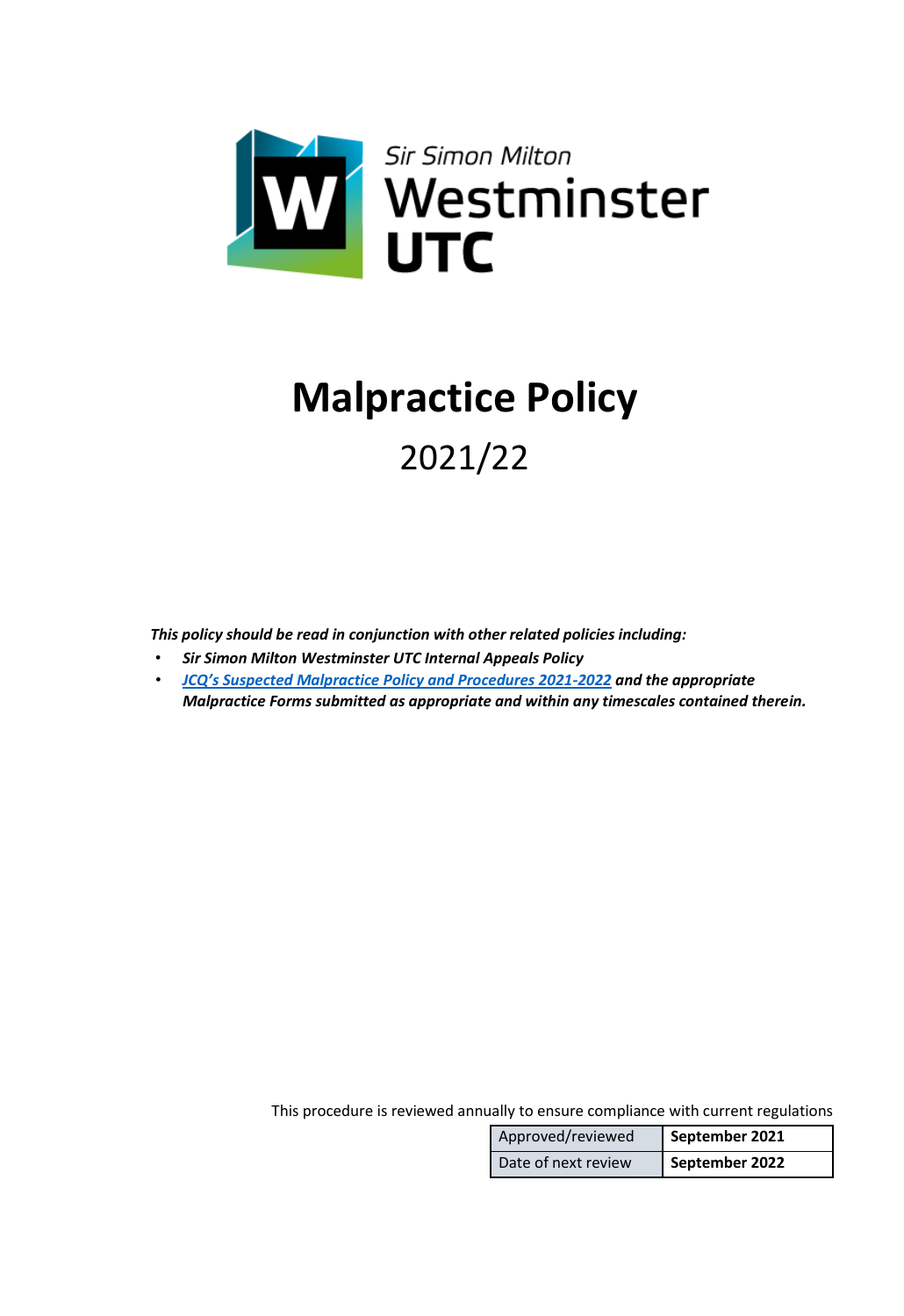Sir Simon Milton Westminster UTC

# Malpractice Policy

2021/22

***This policy should be read in conjunction with other related policies including:***

- ***Sir Simon Milton Westminster UTC Internal Appeals Policy***
- ***JCQ's Suspected Malpractice Policy and Procedures 2021-2022 and the appropriate Malpractice Forms submitted as appropriate and within any timescales contained therein.***

This procedure is reviewed annually to ensure compliance with current regulations

| Approved/reviewed | **September 2021** |
|---|---|
| Date of next review | **September 2022** |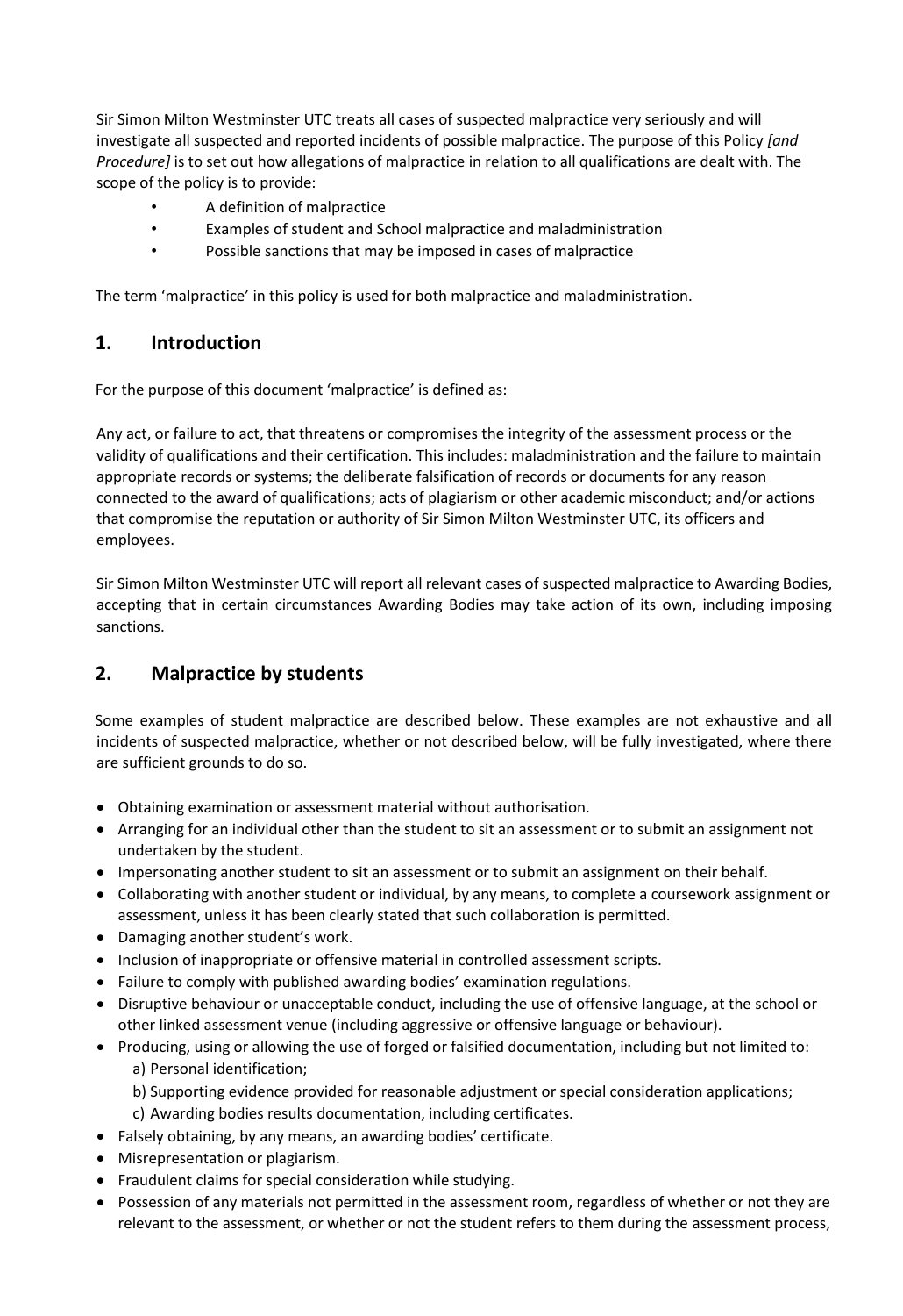Sir Simon Milton Westminster UTC treats all cases of suspected malpractice very seriously and will investigate all suspected and reported incidents of possible malpractice. The purpose of this Policy *[and Procedure]* is to set out how allegations of malpractice in relation to all qualifications are dealt with. The scope of the policy is to provide:

- A definition of malpractice
- Examples of student and School malpractice and maladministration
- Possible sanctions that may be imposed in cases of malpractice

The term 'malpractice' in this policy is used for both malpractice and maladministration.

## 1. Introduction

For the purpose of this document 'malpractice' is defined as:

Any act, or failure to act, that threatens or compromises the integrity of the assessment process or the validity of qualifications and their certification. This includes: maladministration and the failure to maintain appropriate records or systems; the deliberate falsification of records or documents for any reason connected to the award of qualifications; acts of plagiarism or other academic misconduct; and/or actions that compromise the reputation or authority of Sir Simon Milton Westminster UTC, its officers and employees.

Sir Simon Milton Westminster UTC will report all relevant cases of suspected malpractice to Awarding Bodies, accepting that in certain circumstances Awarding Bodies may take action of its own, including imposing sanctions.

## 2. Malpractice by students

Some examples of student malpractice are described below. These examples are not exhaustive and all incidents of suspected malpractice, whether or not described below, will be fully investigated, where there are sufficient grounds to do so.

- Obtaining examination or assessment material without authorisation.
- Arranging for an individual other than the student to sit an assessment or to submit an assignment not undertaken by the student.
- Impersonating another student to sit an assessment or to submit an assignment on their behalf.
- Collaborating with another student or individual, by any means, to complete a coursework assignment or assessment, unless it has been clearly stated that such collaboration is permitted.
- Damaging another student's work.
- Inclusion of inappropriate or offensive material in controlled assessment scripts.
- Failure to comply with published awarding bodies' examination regulations.
- Disruptive behaviour or unacceptable conduct, including the use of offensive language, at the school or other linked assessment venue (including aggressive or offensive language or behaviour).
- Producing, using or allowing the use of forged or falsified documentation, including but not limited to:
  a) Personal identification;
  b) Supporting evidence provided for reasonable adjustment or special consideration applications;
  c) Awarding bodies results documentation, including certificates.
- Falsely obtaining, by any means, an awarding bodies' certificate.
- Misrepresentation or plagiarism.
- Fraudulent claims for special consideration while studying.
- Possession of any materials not permitted in the assessment room, regardless of whether or not they are relevant to the assessment, or whether or not the student refers to them during the assessment process,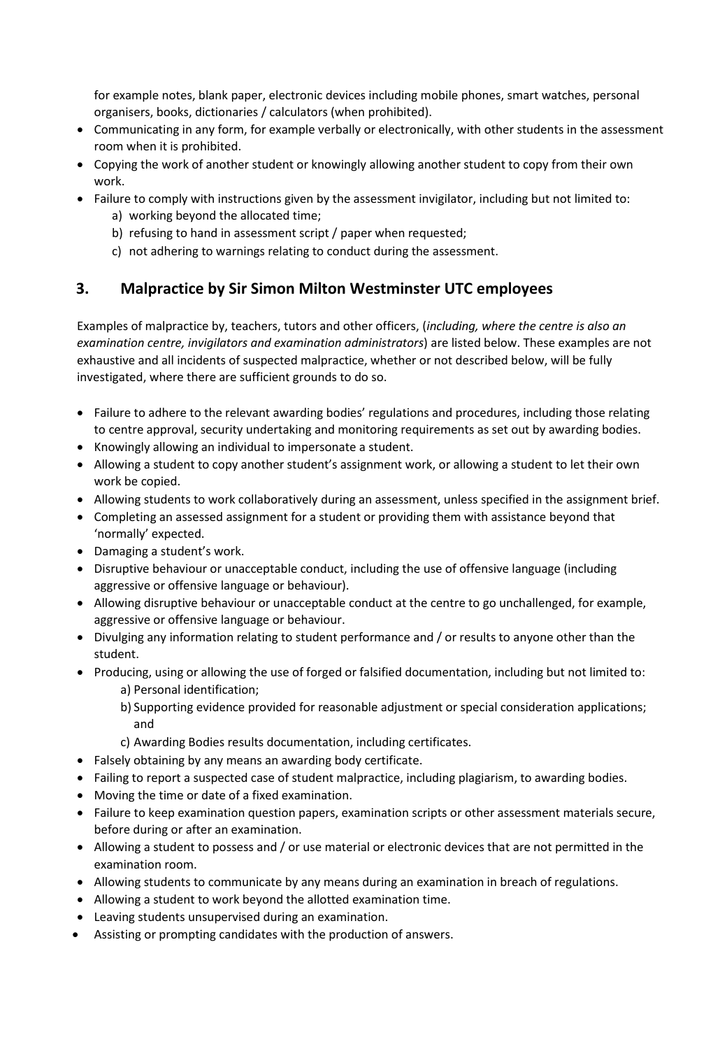for example notes, blank paper, electronic devices including mobile phones, smart watches, personal organisers, books, dictionaries / calculators (when prohibited).

- Communicating in any form, for example verbally or electronically, with other students in the assessment room when it is prohibited.
- Copying the work of another student or knowingly allowing another student to copy from their own work.
- Failure to comply with instructions given by the assessment invigilator, including but not limited to:
  - a) working beyond the allocated time;
  - b) refusing to hand in assessment script / paper when requested;
  - c) not adhering to warnings relating to conduct during the assessment.

## 3. Malpractice by Sir Simon Milton Westminster UTC employees

Examples of malpractice by, teachers, tutors and other officers, (*including, where the centre is also an examination centre, invigilators and examination administrators*) are listed below. These examples are not exhaustive and all incidents of suspected malpractice, whether or not described below, will be fully investigated, where there are sufficient grounds to do so.

- Failure to adhere to the relevant awarding bodies' regulations and procedures, including those relating to centre approval, security undertaking and monitoring requirements as set out by awarding bodies.
- Knowingly allowing an individual to impersonate a student.
- Allowing a student to copy another student's assignment work, or allowing a student to let their own work be copied.
- Allowing students to work collaboratively during an assessment, unless specified in the assignment brief.
- Completing an assessed assignment for a student or providing them with assistance beyond that 'normally' expected.
- Damaging a student's work.
- Disruptive behaviour or unacceptable conduct, including the use of offensive language (including aggressive or offensive language or behaviour).
- Allowing disruptive behaviour or unacceptable conduct at the centre to go unchallenged, for example, aggressive or offensive language or behaviour.
- Divulging any information relating to student performance and / or results to anyone other than the student.
- Producing, using or allowing the use of forged or falsified documentation, including but not limited to:
  - a) Personal identification;
  - b) Supporting evidence provided for reasonable adjustment or special consideration applications; and
  - c) Awarding Bodies results documentation, including certificates.
- Falsely obtaining by any means an awarding body certificate.
- Failing to report a suspected case of student malpractice, including plagiarism, to awarding bodies.
- Moving the time or date of a fixed examination.
- Failure to keep examination question papers, examination scripts or other assessment materials secure, before during or after an examination.
- Allowing a student to possess and / or use material or electronic devices that are not permitted in the examination room.
- Allowing students to communicate by any means during an examination in breach of regulations.
- Allowing a student to work beyond the allotted examination time.
- Leaving students unsupervised during an examination.
- Assisting or prompting candidates with the production of answers.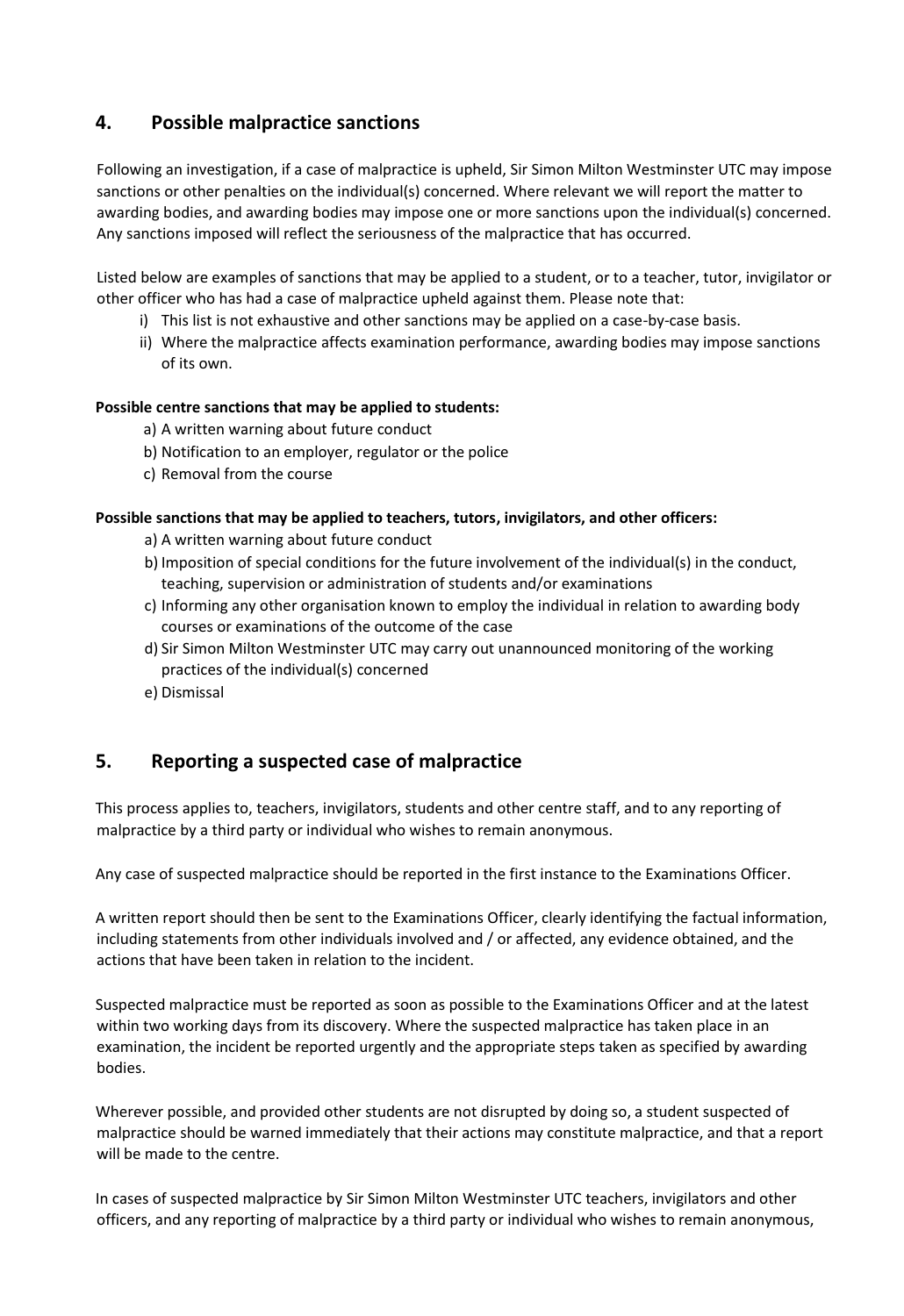## 4. Possible malpractice sanctions

Following an investigation, if a case of malpractice is upheld, Sir Simon Milton Westminster UTC may impose sanctions or other penalties on the individual(s) concerned. Where relevant we will report the matter to awarding bodies, and awarding bodies may impose one or more sanctions upon the individual(s) concerned. Any sanctions imposed will reflect the seriousness of the malpractice that has occurred.

Listed below are examples of sanctions that may be applied to a student, or to a teacher, tutor, invigilator or other officer who has had a case of malpractice upheld against them. Please note that:

i) This list is not exhaustive and other sanctions may be applied on a case-by-case basis.
ii) Where the malpractice affects examination performance, awarding bodies may impose sanctions of its own.

**Possible centre sanctions that may be applied to students:**

a) A written warning about future conduct
b) Notification to an employer, regulator or the police
c) Removal from the course

**Possible sanctions that may be applied to teachers, tutors, invigilators, and other officers:**

a) A written warning about future conduct
b) Imposition of special conditions for the future involvement of the individual(s) in the conduct, teaching, supervision or administration of students and/or examinations
c) Informing any other organisation known to employ the individual in relation to awarding body courses or examinations of the outcome of the case
d) Sir Simon Milton Westminster UTC may carry out unannounced monitoring of the working practices of the individual(s) concerned
e) Dismissal

## 5. Reporting a suspected case of malpractice

This process applies to, teachers, invigilators, students and other centre staff, and to any reporting of malpractice by a third party or individual who wishes to remain anonymous.

Any case of suspected malpractice should be reported in the first instance to the Examinations Officer.

A written report should then be sent to the Examinations Officer, clearly identifying the factual information, including statements from other individuals involved and / or affected, any evidence obtained, and the actions that have been taken in relation to the incident.

Suspected malpractice must be reported as soon as possible to the Examinations Officer and at the latest within two working days from its discovery. Where the suspected malpractice has taken place in an examination, the incident be reported urgently and the appropriate steps taken as specified by awarding bodies.

Wherever possible, and provided other students are not disrupted by doing so, a student suspected of malpractice should be warned immediately that their actions may constitute malpractice, and that a report will be made to the centre.

In cases of suspected malpractice by Sir Simon Milton Westminster UTC teachers, invigilators and other officers, and any reporting of malpractice by a third party or individual who wishes to remain anonymous,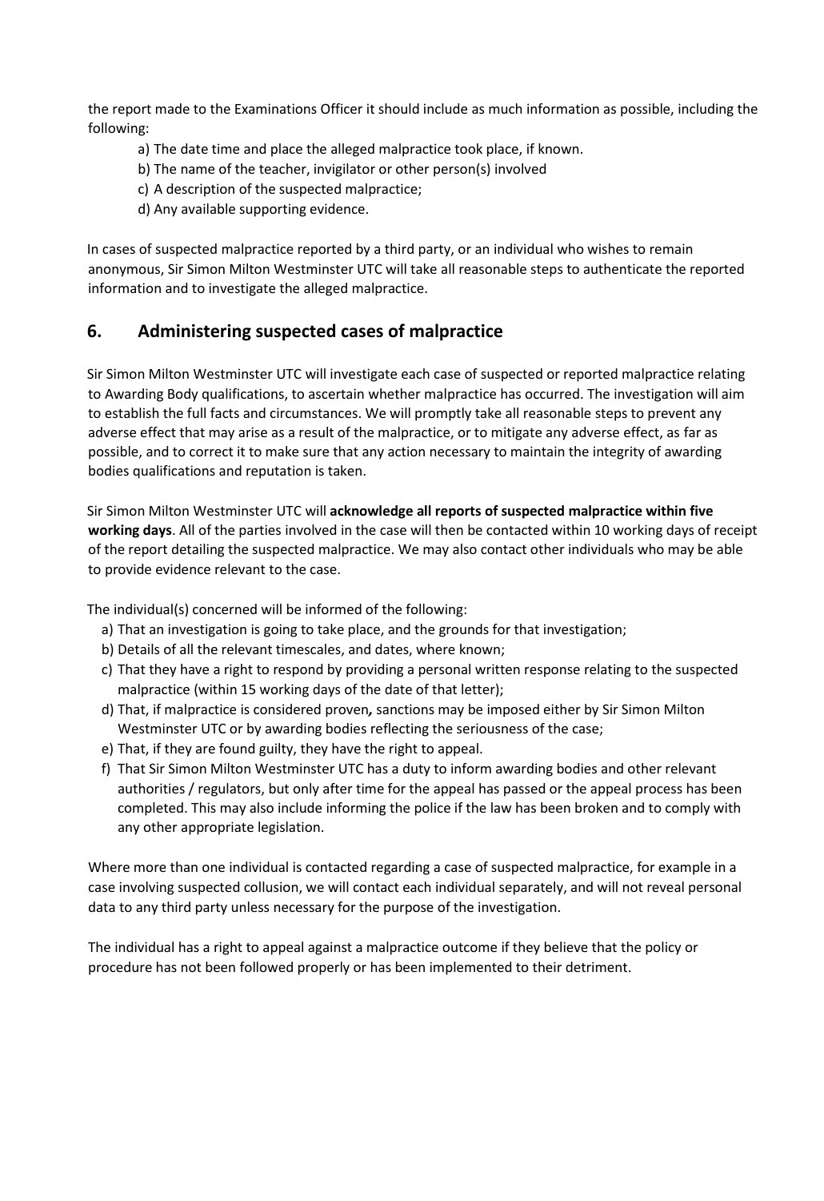the report made to the Examinations Officer it should include as much information as possible, including the following:

a) The date time and place the alleged malpractice took place, if known.
b) The name of the teacher, invigilator or other person(s) involved
c) A description of the suspected malpractice;
d) Any available supporting evidence.

In cases of suspected malpractice reported by a third party, or an individual who wishes to remain anonymous, Sir Simon Milton Westminster UTC will take all reasonable steps to authenticate the reported information and to investigate the alleged malpractice.

## 6. Administering suspected cases of malpractice

Sir Simon Milton Westminster UTC will investigate each case of suspected or reported malpractice relating to Awarding Body qualifications, to ascertain whether malpractice has occurred. The investigation will aim to establish the full facts and circumstances. We will promptly take all reasonable steps to prevent any adverse effect that may arise as a result of the malpractice, or to mitigate any adverse effect, as far as possible, and to correct it to make sure that any action necessary to maintain the integrity of awarding bodies qualifications and reputation is taken.

Sir Simon Milton Westminster UTC will **acknowledge all reports of suspected malpractice within five working days**. All of the parties involved in the case will then be contacted within 10 working days of receipt of the report detailing the suspected malpractice. We may also contact other individuals who may be able to provide evidence relevant to the case.

The individual(s) concerned will be informed of the following:

a) That an investigation is going to take place, and the grounds for that investigation;
b) Details of all the relevant timescales, and dates, where known;
c) That they have a right to respond by providing a personal written response relating to the suspected malpractice (within 15 working days of the date of that letter);
d) That, if malpractice is considered proven**,** sanctions may be imposed either by Sir Simon Milton Westminster UTC or by awarding bodies reflecting the seriousness of the case;
e) That, if they are found guilty, they have the right to appeal.
f) That Sir Simon Milton Westminster UTC has a duty to inform awarding bodies and other relevant authorities / regulators, but only after time for the appeal has passed or the appeal process has been completed. This may also include informing the police if the law has been broken and to comply with any other appropriate legislation.

Where more than one individual is contacted regarding a case of suspected malpractice, for example in a case involving suspected collusion, we will contact each individual separately, and will not reveal personal data to any third party unless necessary for the purpose of the investigation.

The individual has a right to appeal against a malpractice outcome if they believe that the policy or procedure has not been followed properly or has been implemented to their detriment.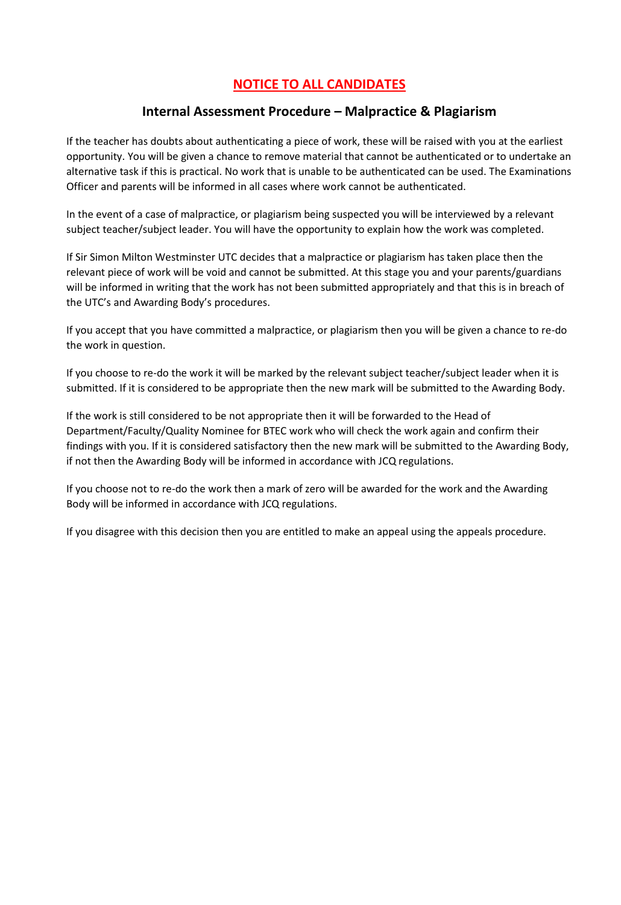# NOTICE TO ALL CANDIDATES

## Internal Assessment Procedure – Malpractice & Plagiarism

If the teacher has doubts about authenticating a piece of work, these will be raised with you at the earliest opportunity. You will be given a chance to remove material that cannot be authenticated or to undertake an alternative task if this is practical. No work that is unable to be authenticated can be used. The Examinations Officer and parents will be informed in all cases where work cannot be authenticated.

In the event of a case of malpractice, or plagiarism being suspected you will be interviewed by a relevant subject teacher/subject leader. You will have the opportunity to explain how the work was completed.

If Sir Simon Milton Westminster UTC decides that a malpractice or plagiarism has taken place then the relevant piece of work will be void and cannot be submitted. At this stage you and your parents/guardians will be informed in writing that the work has not been submitted appropriately and that this is in breach of the UTC's and Awarding Body's procedures.

If you accept that you have committed a malpractice, or plagiarism then you will be given a chance to re-do the work in question.

If you choose to re-do the work it will be marked by the relevant subject teacher/subject leader when it is submitted. If it is considered to be appropriate then the new mark will be submitted to the Awarding Body.

If the work is still considered to be not appropriate then it will be forwarded to the Head of Department/Faculty/Quality Nominee for BTEC work who will check the work again and confirm their findings with you. If it is considered satisfactory then the new mark will be submitted to the Awarding Body, if not then the Awarding Body will be informed in accordance with JCQ regulations.

If you choose not to re-do the work then a mark of zero will be awarded for the work and the Awarding Body will be informed in accordance with JCQ regulations.

If you disagree with this decision then you are entitled to make an appeal using the appeals procedure.